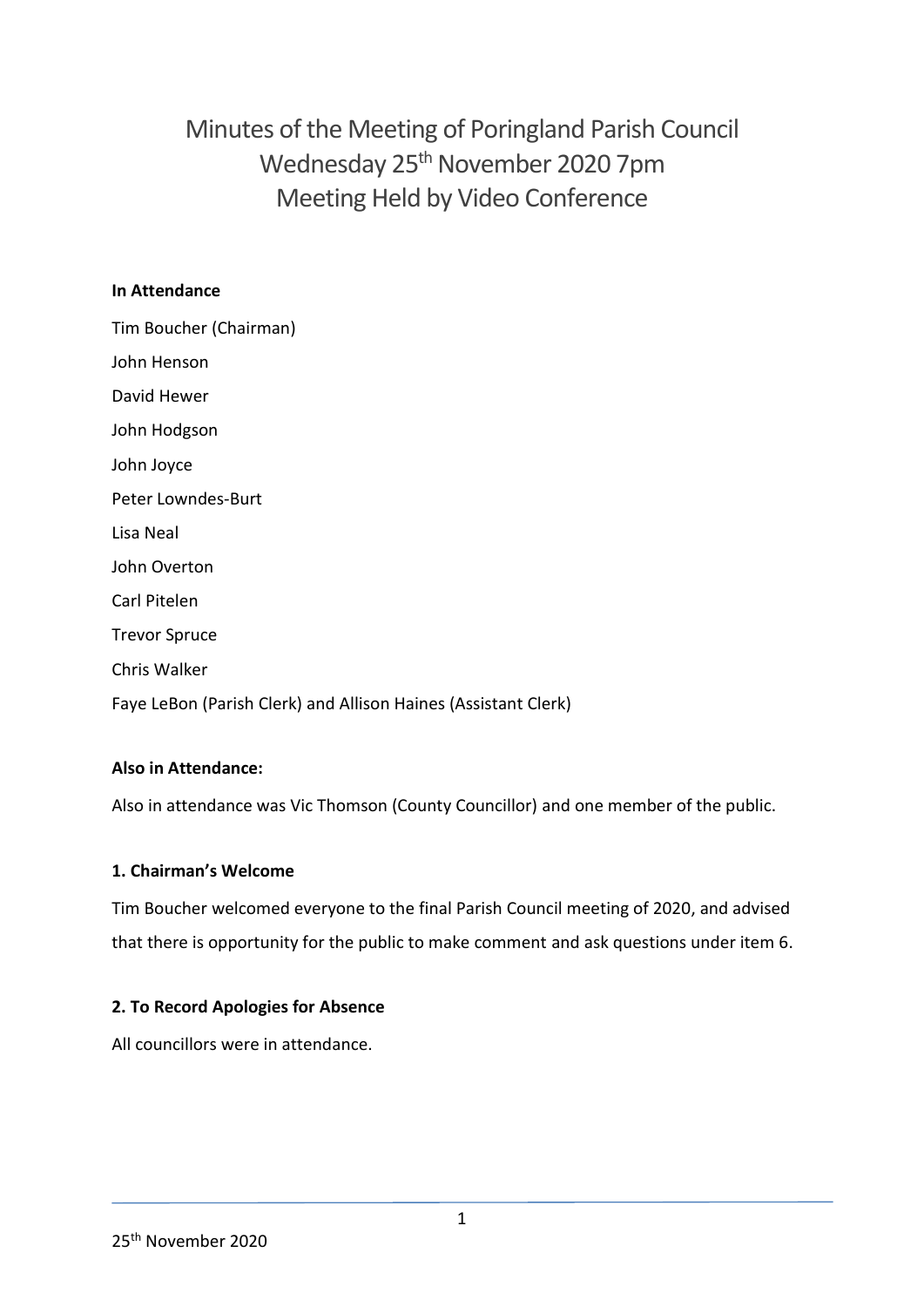# Minutes of the Meeting of Poringland Parish Council
# Wednesday 25th November 2020 7pm
# Meeting Held by Video Conference

**In Attendance**

Tim Boucher (Chairman)

John Henson

David Hewer

John Hodgson

John Joyce

Peter Lowndes-Burt

Lisa Neal

John Overton

Carl Pitelen

Trevor Spruce

Chris Walker

Faye LeBon (Parish Clerk) and Allison Haines (Assistant Clerk)

**Also in Attendance:**

Also in attendance was Vic Thomson (County Councillor) and one member of the public.

**1. Chairman's Welcome**

Tim Boucher welcomed everyone to the final Parish Council meeting of 2020, and advised that there is opportunity for the public to make comment and ask questions under item 6.

**2. To Record Apologies for Absence**

All councillors were in attendance.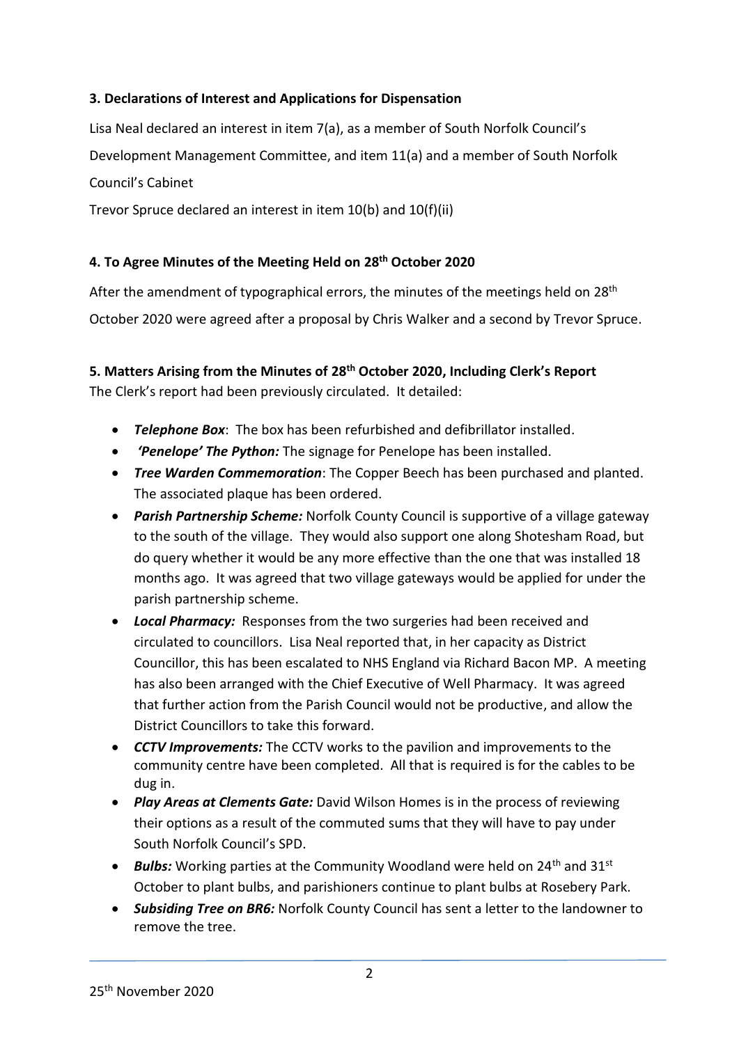### 3. Declarations of Interest and Applications for Dispensation

Lisa Neal declared an interest in item 7(a), as a member of South Norfolk Council's Development Management Committee, and item 11(a) and a member of South Norfolk Council's Cabinet

Trevor Spruce declared an interest in item 10(b) and 10(f)(ii)

### 4. To Agree Minutes of the Meeting Held on 28th October 2020

After the amendment of typographical errors, the minutes of the meetings held on 28th October 2020 were agreed after a proposal by Chris Walker and a second by Trevor Spruce.

### 5. Matters Arising from the Minutes of 28th October 2020, Including Clerk's Report

The Clerk's report had been previously circulated. It detailed:

- ***Telephone Box***: The box has been refurbished and defibrillator installed.
- ***'Penelope' The Python:*** The signage for Penelope has been installed.
- ***Tree Warden Commemoration***: The Copper Beech has been purchased and planted. The associated plaque has been ordered.
- ***Parish Partnership Scheme:*** Norfolk County Council is supportive of a village gateway to the south of the village. They would also support one along Shotesham Road, but do query whether it would be any more effective than the one that was installed 18 months ago. It was agreed that two village gateways would be applied for under the parish partnership scheme.
- ***Local Pharmacy:*** Responses from the two surgeries had been received and circulated to councillors. Lisa Neal reported that, in her capacity as District Councillor, this has been escalated to NHS England via Richard Bacon MP. A meeting has also been arranged with the Chief Executive of Well Pharmacy. It was agreed that further action from the Parish Council would not be productive, and allow the District Councillors to take this forward.
- ***CCTV Improvements:*** The CCTV works to the pavilion and improvements to the community centre have been completed. All that is required is for the cables to be dug in.
- ***Play Areas at Clements Gate:*** David Wilson Homes is in the process of reviewing their options as a result of the commuted sums that they will have to pay under South Norfolk Council's SPD.
- ***Bulbs:*** Working parties at the Community Woodland were held on 24th and 31st October to plant bulbs, and parishioners continue to plant bulbs at Rosebery Park.
- ***Subsiding Tree on BR6:*** Norfolk County Council has sent a letter to the landowner to remove the tree.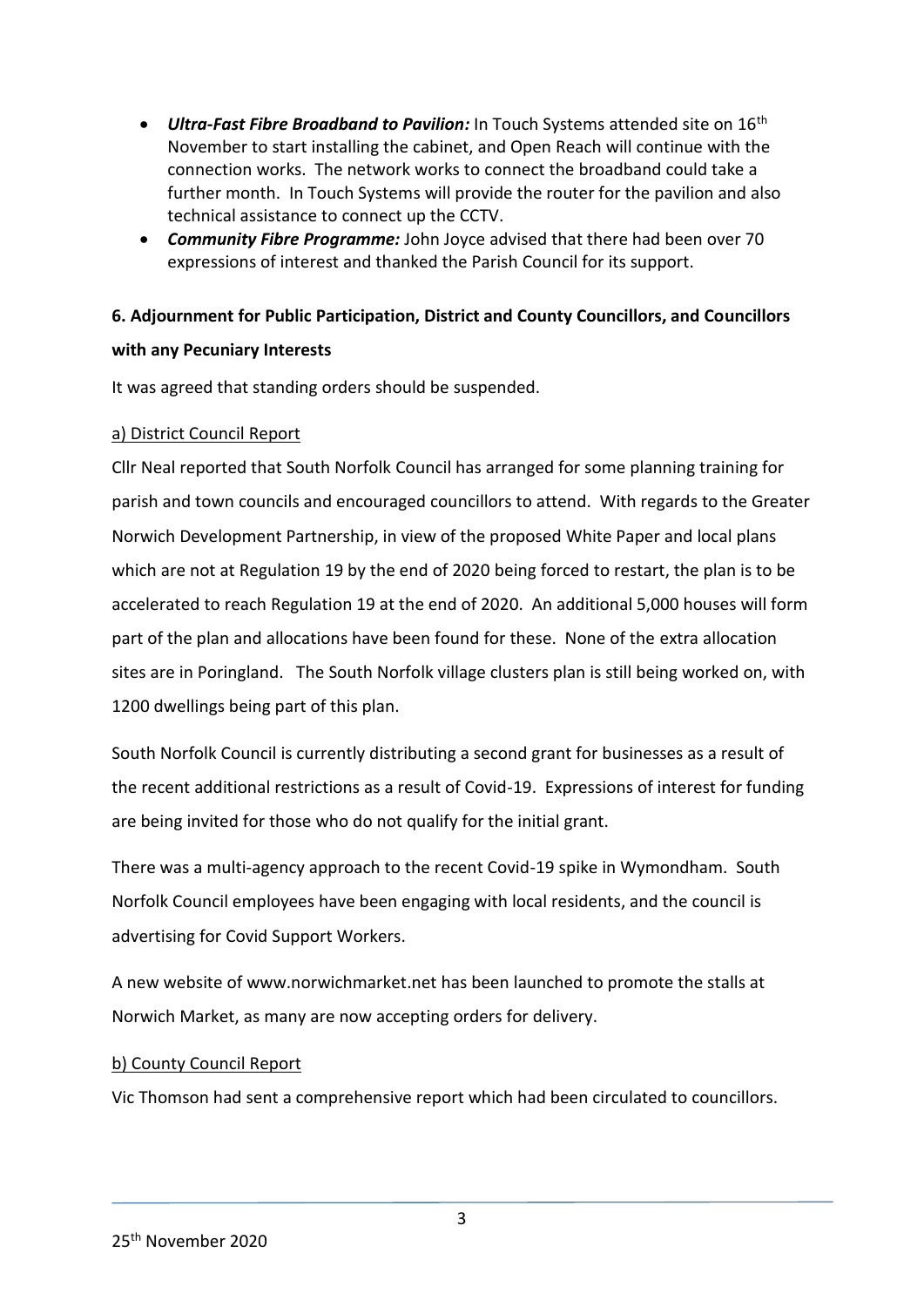- ***Ultra-Fast Fibre Broadband to Pavilion:*** In Touch Systems attended site on 16th November to start installing the cabinet, and Open Reach will continue with the connection works. The network works to connect the broadband could take a further month. In Touch Systems will provide the router for the pavilion and also technical assistance to connect up the CCTV.
- ***Community Fibre Programme:*** John Joyce advised that there had been over 70 expressions of interest and thanked the Parish Council for its support.

## 6. Adjournment for Public Participation, District and County Councillors, and Councillors with any Pecuniary Interests

It was agreed that standing orders should be suspended.

a) District Council Report

Cllr Neal reported that South Norfolk Council has arranged for some planning training for parish and town councils and encouraged councillors to attend. With regards to the Greater Norwich Development Partnership, in view of the proposed White Paper and local plans which are not at Regulation 19 by the end of 2020 being forced to restart, the plan is to be accelerated to reach Regulation 19 at the end of 2020. An additional 5,000 houses will form part of the plan and allocations have been found for these. None of the extra allocation sites are in Poringland. The South Norfolk village clusters plan is still being worked on, with 1200 dwellings being part of this plan.

South Norfolk Council is currently distributing a second grant for businesses as a result of the recent additional restrictions as a result of Covid-19. Expressions of interest for funding are being invited for those who do not qualify for the initial grant.

There was a multi-agency approach to the recent Covid-19 spike in Wymondham. South Norfolk Council employees have been engaging with local residents, and the council is advertising for Covid Support Workers.

A new website of www.norwichmarket.net has been launched to promote the stalls at Norwich Market, as many are now accepting orders for delivery.

b) County Council Report

Vic Thomson had sent a comprehensive report which had been circulated to councillors.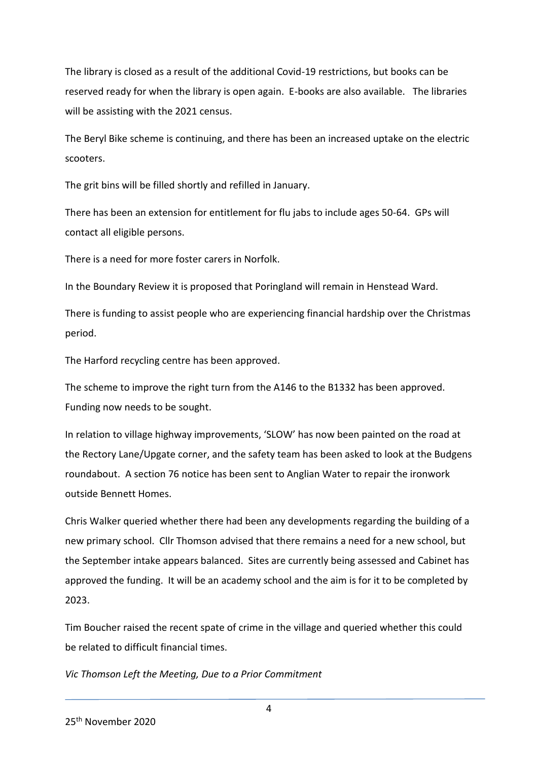The library is closed as a result of the additional Covid-19 restrictions, but books can be reserved ready for when the library is open again. E-books are also available. The libraries will be assisting with the 2021 census.

The Beryl Bike scheme is continuing, and there has been an increased uptake on the electric scooters.

The grit bins will be filled shortly and refilled in January.

There has been an extension for entitlement for flu jabs to include ages 50-64. GPs will contact all eligible persons.

There is a need for more foster carers in Norfolk.

In the Boundary Review it is proposed that Poringland will remain in Henstead Ward.

There is funding to assist people who are experiencing financial hardship over the Christmas period.

The Harford recycling centre has been approved.

The scheme to improve the right turn from the A146 to the B1332 has been approved. Funding now needs to be sought.

In relation to village highway improvements, 'SLOW' has now been painted on the road at the Rectory Lane/Upgate corner, and the safety team has been asked to look at the Budgens roundabout. A section 76 notice has been sent to Anglian Water to repair the ironwork outside Bennett Homes.

Chris Walker queried whether there had been any developments regarding the building of a new primary school. Cllr Thomson advised that there remains a need for a new school, but the September intake appears balanced. Sites are currently being assessed and Cabinet has approved the funding. It will be an academy school and the aim is for it to be completed by 2023.

Tim Boucher raised the recent spate of crime in the village and queried whether this could be related to difficult financial times.

*Vic Thomson Left the Meeting, Due to a Prior Commitment*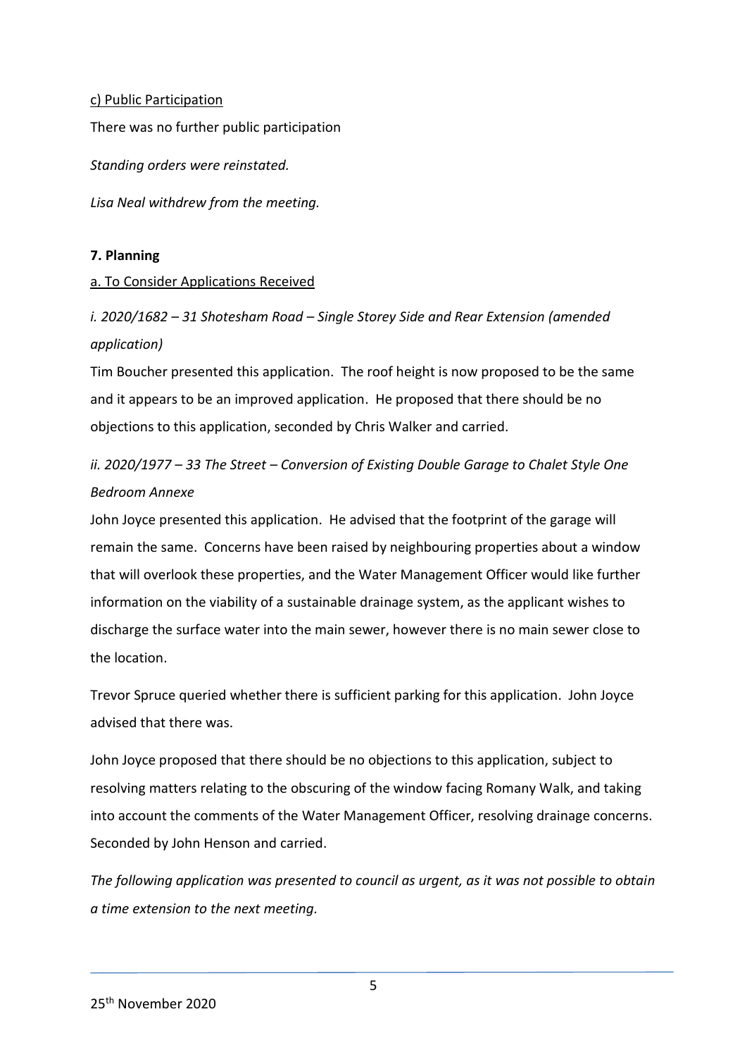c) Public Participation

There was no further public participation

*Standing orders were reinstated.*

*Lisa Neal withdrew from the meeting.*

### 7. Planning

a. To Consider Applications Received

*i. 2020/1682 – 31 Shotesham Road – Single Storey Side and Rear Extension (amended application)*

Tim Boucher presented this application. The roof height is now proposed to be the same and it appears to be an improved application. He proposed that there should be no objections to this application, seconded by Chris Walker and carried.

*ii. 2020/1977 – 33 The Street – Conversion of Existing Double Garage to Chalet Style One Bedroom Annexe*

John Joyce presented this application. He advised that the footprint of the garage will remain the same. Concerns have been raised by neighbouring properties about a window that will overlook these properties, and the Water Management Officer would like further information on the viability of a sustainable drainage system, as the applicant wishes to discharge the surface water into the main sewer, however there is no main sewer close to the location.

Trevor Spruce queried whether there is sufficient parking for this application. John Joyce advised that there was.

John Joyce proposed that there should be no objections to this application, subject to resolving matters relating to the obscuring of the window facing Romany Walk, and taking into account the comments of the Water Management Officer, resolving drainage concerns. Seconded by John Henson and carried.

*The following application was presented to council as urgent, as it was not possible to obtain a time extension to the next meeting.*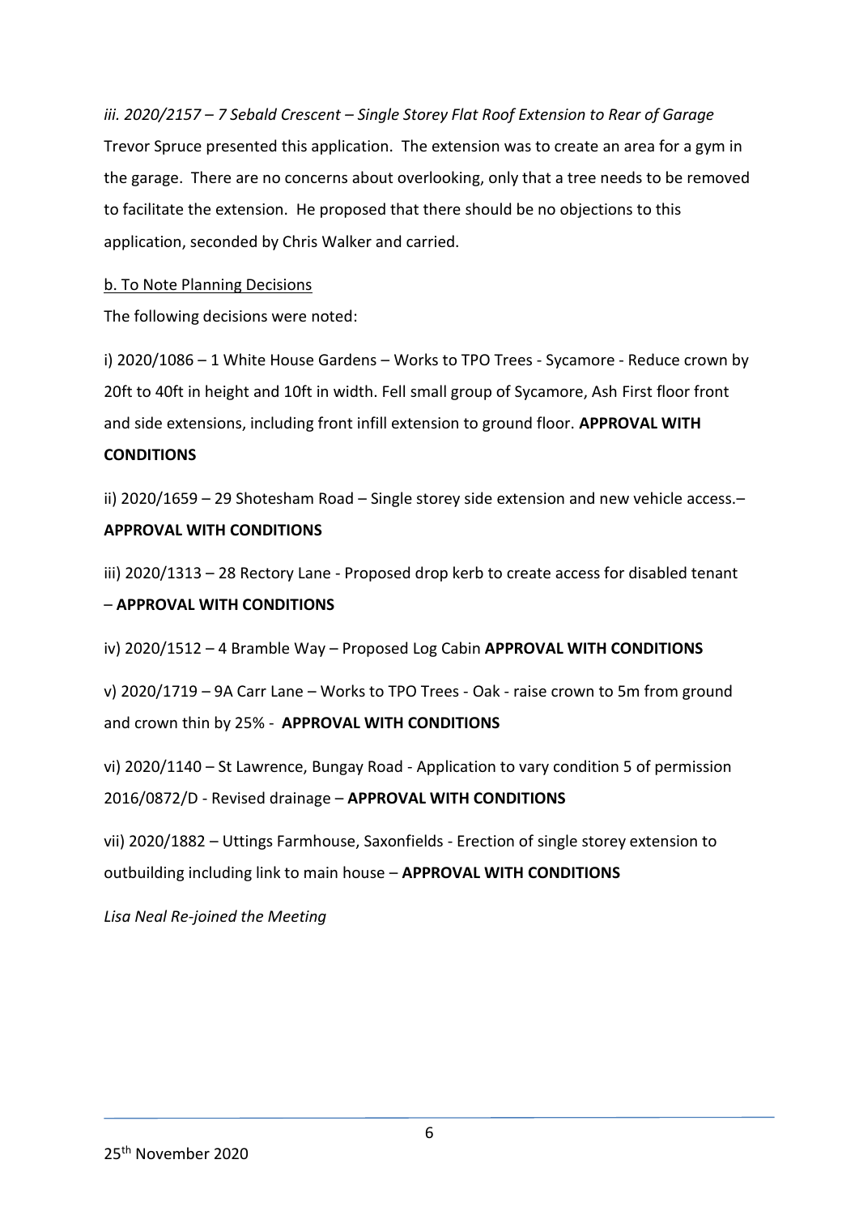*iii. 2020/2157 – 7 Sebald Crescent – Single Storey Flat Roof Extension to Rear of Garage*

Trevor Spruce presented this application. The extension was to create an area for a gym in the garage. There are no concerns about overlooking, only that a tree needs to be removed to facilitate the extension. He proposed that there should be no objections to this application, seconded by Chris Walker and carried.

<u>b. To Note Planning Decisions</u>

The following decisions were noted:

i) 2020/1086 – 1 White House Gardens – Works to TPO Trees - Sycamore - Reduce crown by 20ft to 40ft in height and 10ft in width. Fell small group of Sycamore, Ash First floor front and side extensions, including front infill extension to ground floor. **APPROVAL WITH CONDITIONS**

ii) 2020/1659 – 29 Shotesham Road – Single storey side extension and new vehicle access.– **APPROVAL WITH CONDITIONS**

iii) 2020/1313 – 28 Rectory Lane - Proposed drop kerb to create access for disabled tenant – **APPROVAL WITH CONDITIONS**

iv) 2020/1512 – 4 Bramble Way – Proposed Log Cabin **APPROVAL WITH CONDITIONS**

v) 2020/1719 – 9A Carr Lane – Works to TPO Trees - Oak - raise crown to 5m from ground and crown thin by 25% - **APPROVAL WITH CONDITIONS**

vi) 2020/1140 – St Lawrence, Bungay Road - Application to vary condition 5 of permission 2016/0872/D - Revised drainage – **APPROVAL WITH CONDITIONS**

vii) 2020/1882 – Uttings Farmhouse, Saxonfields - Erection of single storey extension to outbuilding including link to main house – **APPROVAL WITH CONDITIONS**

*Lisa Neal Re-joined the Meeting*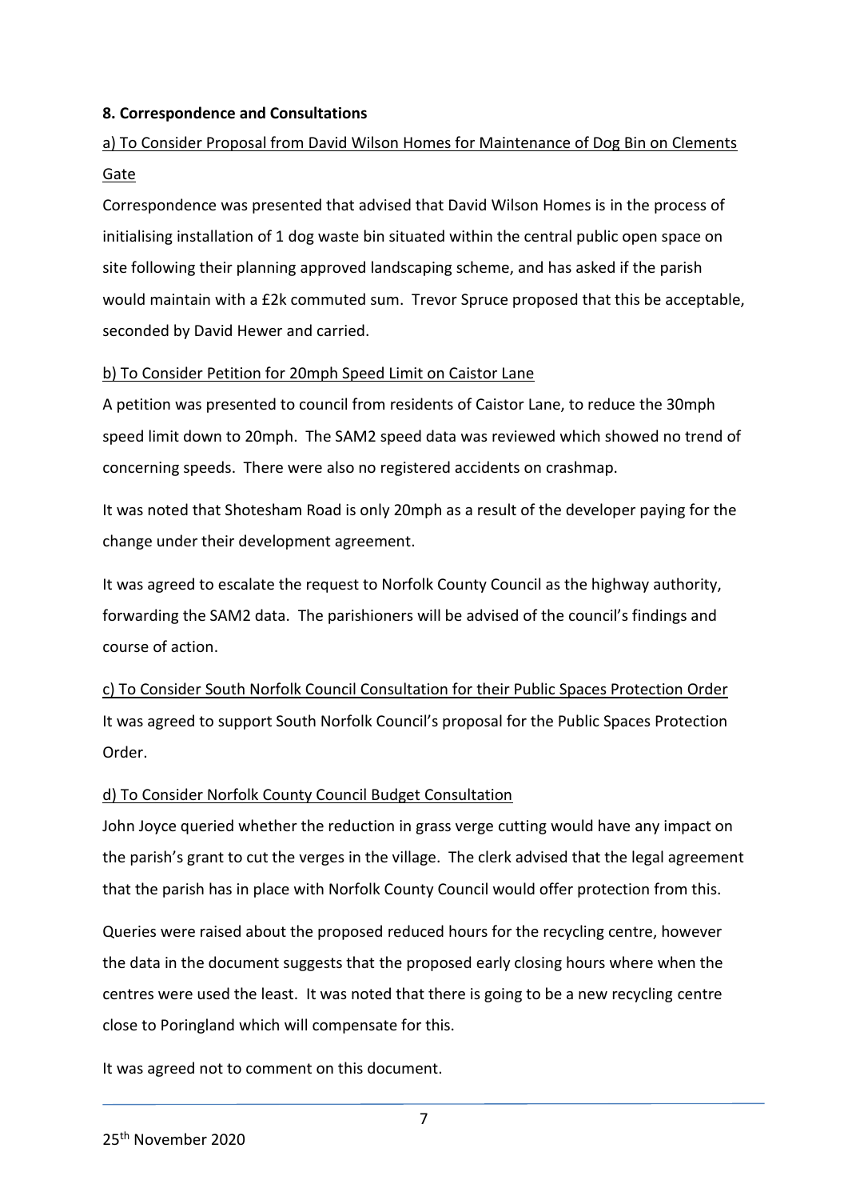**8. Correspondence and Consultations**

a) To Consider Proposal from David Wilson Homes for Maintenance of Dog Bin on Clements Gate

Correspondence was presented that advised that David Wilson Homes is in the process of initialising installation of 1 dog waste bin situated within the central public open space on site following their planning approved landscaping scheme, and has asked if the parish would maintain with a £2k commuted sum. Trevor Spruce proposed that this be acceptable, seconded by David Hewer and carried.

b) To Consider Petition for 20mph Speed Limit on Caistor Lane

A petition was presented to council from residents of Caistor Lane, to reduce the 30mph speed limit down to 20mph. The SAM2 speed data was reviewed which showed no trend of concerning speeds. There were also no registered accidents on crashmap.

It was noted that Shotesham Road is only 20mph as a result of the developer paying for the change under their development agreement.

It was agreed to escalate the request to Norfolk County Council as the highway authority, forwarding the SAM2 data. The parishioners will be advised of the council's findings and course of action.

c) To Consider South Norfolk Council Consultation for their Public Spaces Protection Order

It was agreed to support South Norfolk Council's proposal for the Public Spaces Protection Order.

d) To Consider Norfolk County Council Budget Consultation

John Joyce queried whether the reduction in grass verge cutting would have any impact on the parish's grant to cut the verges in the village. The clerk advised that the legal agreement that the parish has in place with Norfolk County Council would offer protection from this.

Queries were raised about the proposed reduced hours for the recycling centre, however the data in the document suggests that the proposed early closing hours where when the centres were used the least. It was noted that there is going to be a new recycling centre close to Poringland which will compensate for this.

It was agreed not to comment on this document.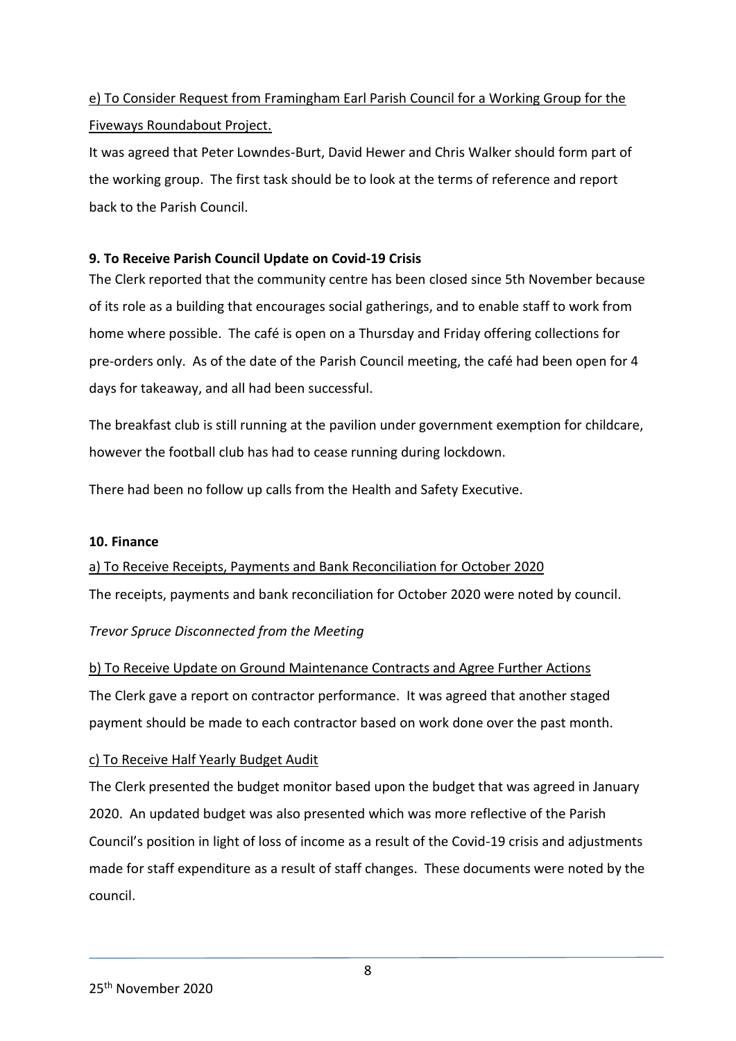e) To Consider Request from Framingham Earl Parish Council for a Working Group for the Fiveways Roundabout Project.

It was agreed that Peter Lowndes-Burt, David Hewer and Chris Walker should form part of the working group. The first task should be to look at the terms of reference and report back to the Parish Council.

**9. To Receive Parish Council Update on Covid-19 Crisis**

The Clerk reported that the community centre has been closed since 5th November because of its role as a building that encourages social gatherings, and to enable staff to work from home where possible. The café is open on a Thursday and Friday offering collections for pre-orders only. As of the date of the Parish Council meeting, the café had been open for 4 days for takeaway, and all had been successful.

The breakfast club is still running at the pavilion under government exemption for childcare, however the football club has had to cease running during lockdown.

There had been no follow up calls from the Health and Safety Executive.

**10. Finance**

a) To Receive Receipts, Payments and Bank Reconciliation for October 2020

The receipts, payments and bank reconciliation for October 2020 were noted by council.

*Trevor Spruce Disconnected from the Meeting*

b) To Receive Update on Ground Maintenance Contracts and Agree Further Actions

The Clerk gave a report on contractor performance. It was agreed that another staged payment should be made to each contractor based on work done over the past month.

c) To Receive Half Yearly Budget Audit

The Clerk presented the budget monitor based upon the budget that was agreed in January 2020. An updated budget was also presented which was more reflective of the Parish Council's position in light of loss of income as a result of the Covid-19 crisis and adjustments made for staff expenditure as a result of staff changes. These documents were noted by the council.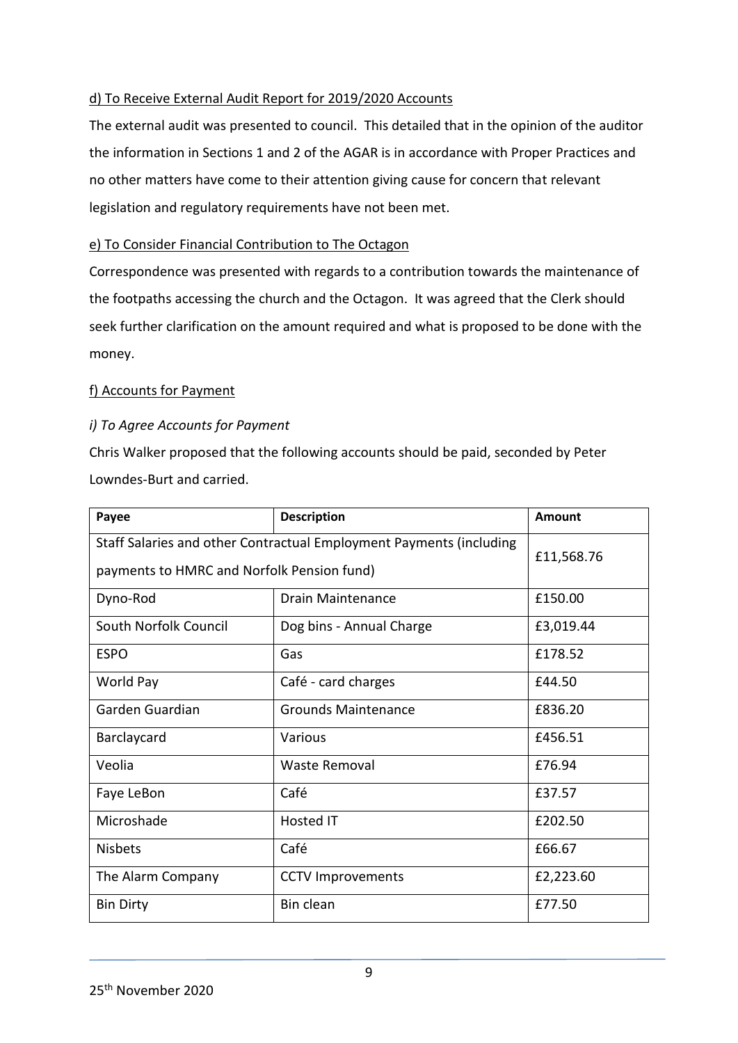d) To Receive External Audit Report for 2019/2020 Accounts

The external audit was presented to council. This detailed that in the opinion of the auditor the information in Sections 1 and 2 of the AGAR is in accordance with Proper Practices and no other matters have come to their attention giving cause for concern that relevant legislation and regulatory requirements have not been met.

e) To Consider Financial Contribution to The Octagon

Correspondence was presented with regards to a contribution towards the maintenance of the footpaths accessing the church and the Octagon. It was agreed that the Clerk should seek further clarification on the amount required and what is proposed to be done with the money.

f) Accounts for Payment

*i) To Agree Accounts for Payment*

Chris Walker proposed that the following accounts should be paid, seconded by Peter Lowndes-Burt and carried.

| Payee | Description | Amount |
|---|---|---|
| Staff Salaries and other Contractual Employment Payments (including payments to HMRC and Norfolk Pension fund) | | £11,568.76 |
| Dyno-Rod | Drain Maintenance | £150.00 |
| South Norfolk Council | Dog bins - Annual Charge | £3,019.44 |
| ESPO | Gas | £178.52 |
| World Pay | Café - card charges | £44.50 |
| Garden Guardian | Grounds Maintenance | £836.20 |
| Barclaycard | Various | £456.51 |
| Veolia | Waste Removal | £76.94 |
| Faye LeBon | Café | £37.57 |
| Microshade | Hosted IT | £202.50 |
| Nisbets | Café | £66.67 |
| The Alarm Company | CCTV Improvements | £2,223.60 |
| Bin Dirty | Bin clean | £77.50 |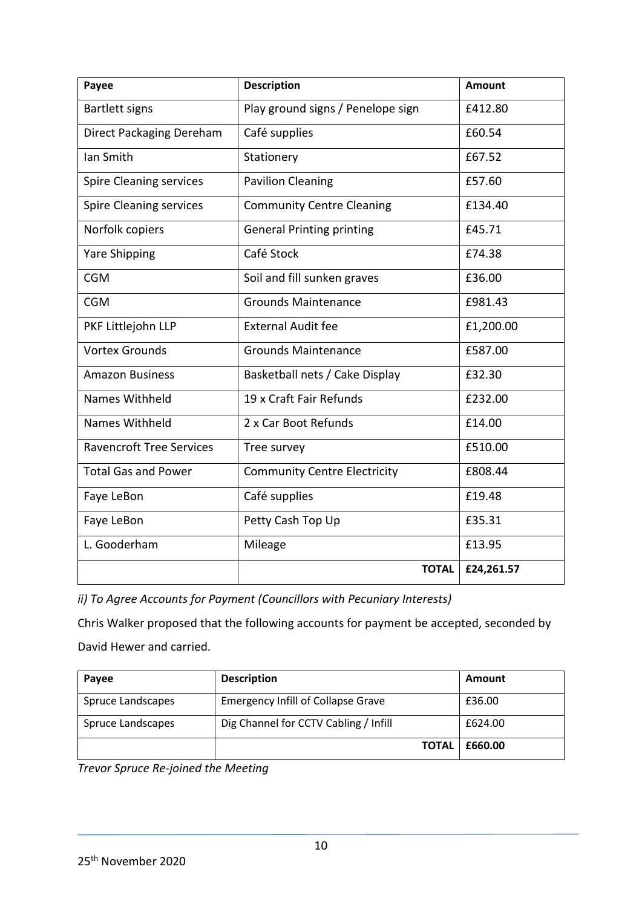| Payee | Description | Amount |
|---|---|---|
| Bartlett signs | Play ground signs / Penelope sign | £412.80 |
| Direct Packaging Dereham | Café supplies | £60.54 |
| Ian Smith | Stationery | £67.52 |
| Spire Cleaning services | Pavilion Cleaning | £57.60 |
| Spire Cleaning services | Community Centre Cleaning | £134.40 |
| Norfolk copiers | General Printing printing | £45.71 |
| Yare Shipping | Café Stock | £74.38 |
| CGM | Soil and fill sunken graves | £36.00 |
| CGM | Grounds Maintenance | £981.43 |
| PKF Littlejohn LLP | External Audit fee | £1,200.00 |
| Vortex Grounds | Grounds Maintenance | £587.00 |
| Amazon Business | Basketball nets / Cake Display | £32.30 |
| Names Withheld | 19 x Craft Fair Refunds | £232.00 |
| Names Withheld | 2 x Car Boot Refunds | £14.00 |
| Ravencroft Tree Services | Tree survey | £510.00 |
| Total Gas and Power | Community Centre Electricity | £808.44 |
| Faye LeBon | Café supplies | £19.48 |
| Faye LeBon | Petty Cash Top Up | £35.31 |
| L. Gooderham | Mileage | £13.95 |
| | **TOTAL** | **£24,261.57** |

*ii) To Agree Accounts for Payment (Councillors with Pecuniary Interests)*

Chris Walker proposed that the following accounts for payment be accepted, seconded by David Hewer and carried.

| Payee | Description | Amount |
|---|---|---|
| Spruce Landscapes | Emergency Infill of Collapse Grave | £36.00 |
| Spruce Landscapes | Dig Channel for CCTV Cabling / Infill | £624.00 |
| | **TOTAL** | **£660.00** |

*Trevor Spruce Re-joined the Meeting*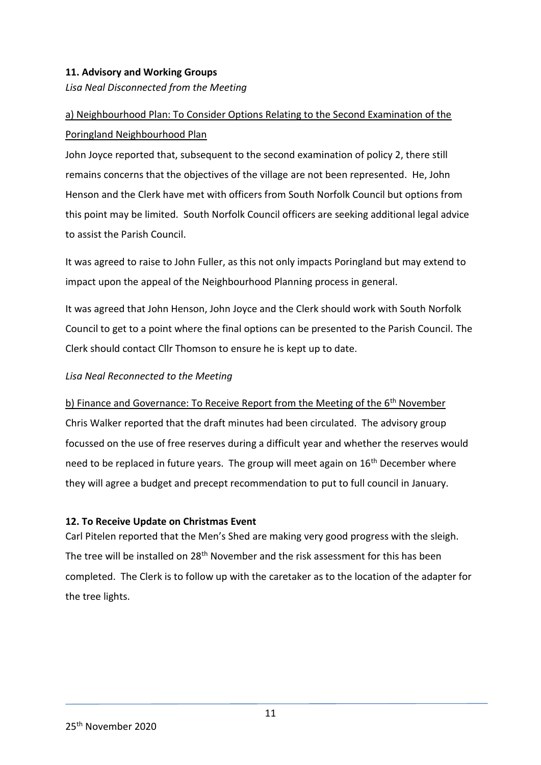**11. Advisory and Working Groups**

*Lisa Neal Disconnected from the Meeting*

a) Neighbourhood Plan: To Consider Options Relating to the Second Examination of the Poringland Neighbourhood Plan

John Joyce reported that, subsequent to the second examination of policy 2, there still remains concerns that the objectives of the village are not been represented. He, John Henson and the Clerk have met with officers from South Norfolk Council but options from this point may be limited. South Norfolk Council officers are seeking additional legal advice to assist the Parish Council.

It was agreed to raise to John Fuller, as this not only impacts Poringland but may extend to impact upon the appeal of the Neighbourhood Planning process in general.

It was agreed that John Henson, John Joyce and the Clerk should work with South Norfolk Council to get to a point where the final options can be presented to the Parish Council. The Clerk should contact Cllr Thomson to ensure he is kept up to date.

*Lisa Neal Reconnected to the Meeting*

b) Finance and Governance: To Receive Report from the Meeting of the 6th November

Chris Walker reported that the draft minutes had been circulated. The advisory group focussed on the use of free reserves during a difficult year and whether the reserves would need to be replaced in future years. The group will meet again on 16th December where they will agree a budget and precept recommendation to put to full council in January.

**12. To Receive Update on Christmas Event**

Carl Pitelen reported that the Men's Shed are making very good progress with the sleigh. The tree will be installed on 28th November and the risk assessment for this has been completed. The Clerk is to follow up with the caretaker as to the location of the adapter for the tree lights.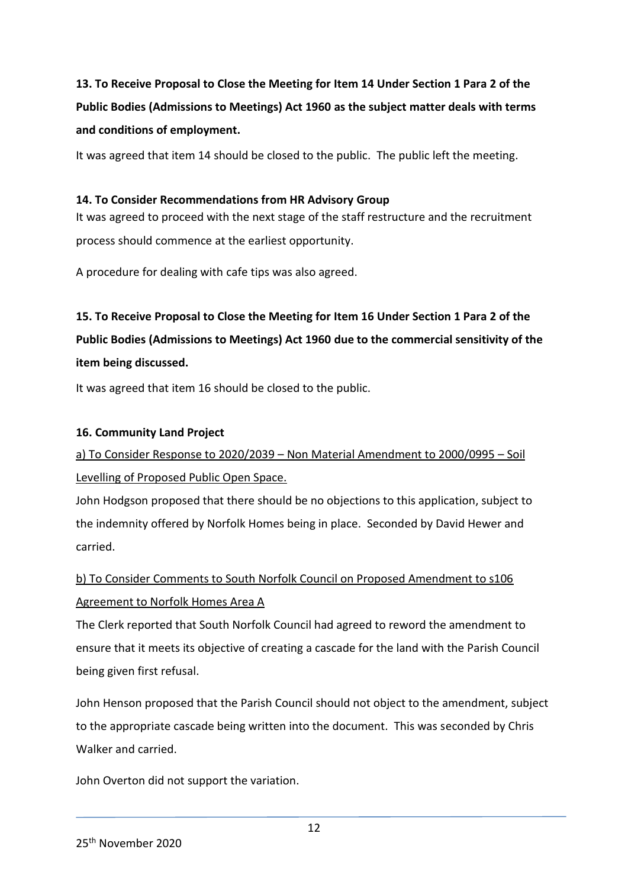**13. To Receive Proposal to Close the Meeting for Item 14 Under Section 1 Para 2 of the Public Bodies (Admissions to Meetings) Act 1960 as the subject matter deals with terms and conditions of employment.**

It was agreed that item 14 should be closed to the public. The public left the meeting.

**14. To Consider Recommendations from HR Advisory Group**

It was agreed to proceed with the next stage of the staff restructure and the recruitment process should commence at the earliest opportunity.

A procedure for dealing with cafe tips was also agreed.

**15. To Receive Proposal to Close the Meeting for Item 16 Under Section 1 Para 2 of the Public Bodies (Admissions to Meetings) Act 1960 due to the commercial sensitivity of the item being discussed.**

It was agreed that item 16 should be closed to the public.

**16. Community Land Project**

<u>a) To Consider Response to 2020/2039 – Non Material Amendment to 2000/0995 – Soil Levelling of Proposed Public Open Space.</u>

John Hodgson proposed that there should be no objections to this application, subject to the indemnity offered by Norfolk Homes being in place. Seconded by David Hewer and carried.

<u>b) To Consider Comments to South Norfolk Council on Proposed Amendment to s106 Agreement to Norfolk Homes Area A</u>

The Clerk reported that South Norfolk Council had agreed to reword the amendment to ensure that it meets its objective of creating a cascade for the land with the Parish Council being given first refusal.

John Henson proposed that the Parish Council should not object to the amendment, subject to the appropriate cascade being written into the document. This was seconded by Chris Walker and carried.

John Overton did not support the variation.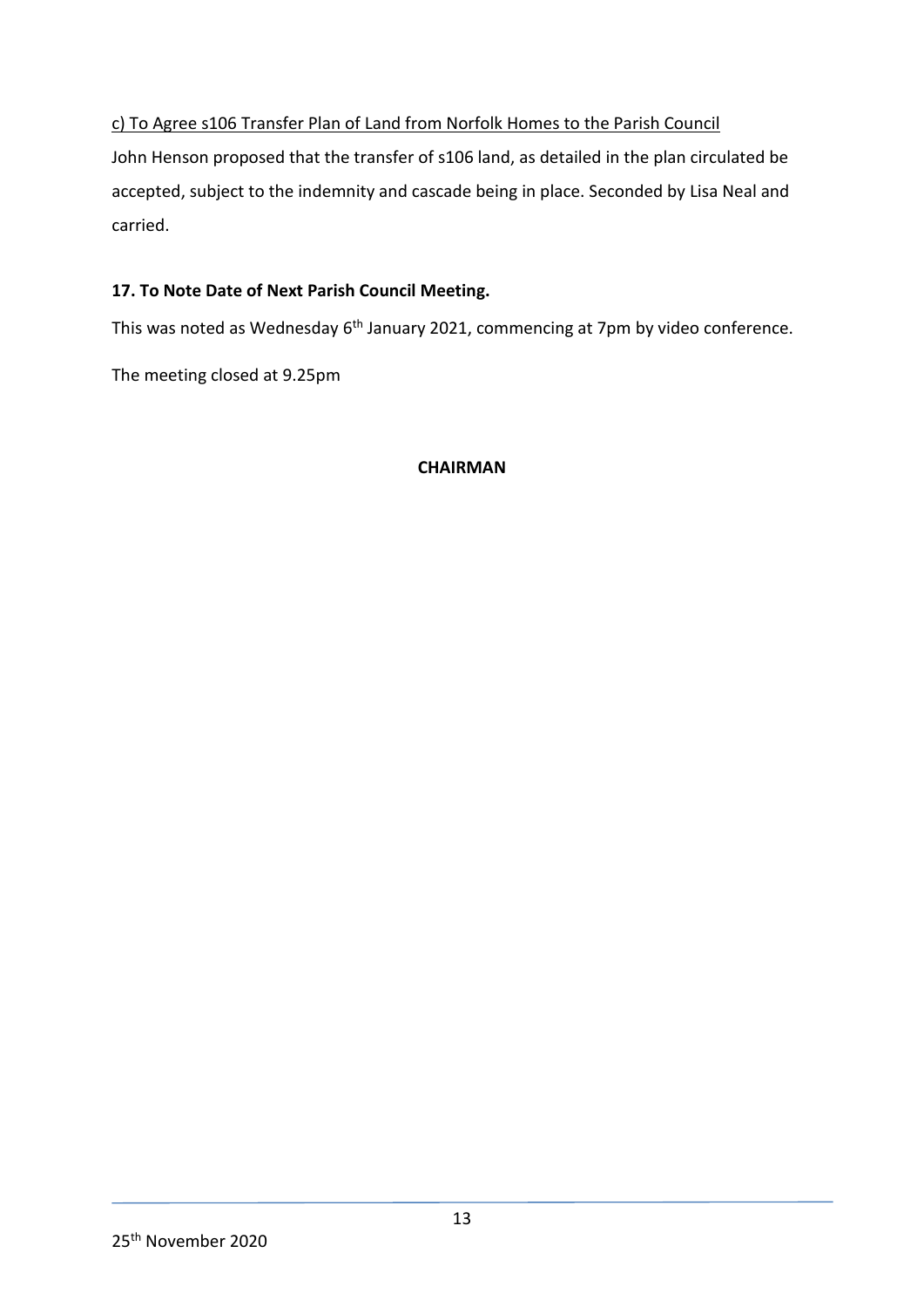c) To Agree s106 Transfer Plan of Land from Norfolk Homes to the Parish Council

John Henson proposed that the transfer of s106 land, as detailed in the plan circulated be accepted, subject to the indemnity and cascade being in place. Seconded by Lisa Neal and carried.

**17. To Note Date of Next Parish Council Meeting.**

This was noted as Wednesday 6th January 2021, commencing at 7pm by video conference.

The meeting closed at 9.25pm

**CHAIRMAN**